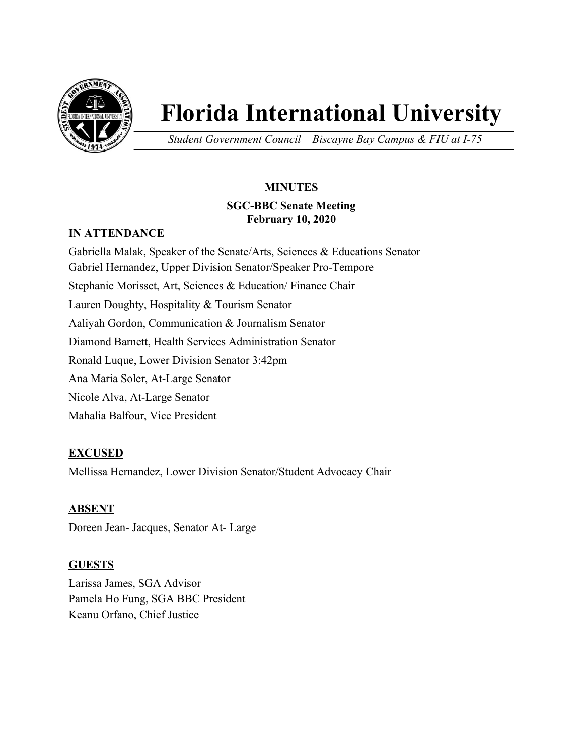# Florida International University

*Student Government Council – Biscayne Bay Campus & FIU at I-75*

## MINUTES

**SGC-BBC Senate Meeting**
**February 10, 2020**

### IN ATTENDANCE

Gabriella Malak, Speaker of the Senate/Arts, Sciences & Educations Senator
Gabriel Hernandez, Upper Division Senator/Speaker Pro-Tempore
Stephanie Morisset, Art, Sciences & Education/ Finance Chair
Lauren Doughty, Hospitality & Tourism Senator
Aaliyah Gordon, Communication & Journalism Senator
Diamond Barnett, Health Services Administration Senator
Ronald Luque, Lower Division Senator 3:42pm
Ana Maria Soler, At-Large Senator
Nicole Alva, At-Large Senator
Mahalia Balfour, Vice President

### EXCUSED

Mellissa Hernandez, Lower Division Senator/Student Advocacy Chair

### ABSENT

Doreen Jean- Jacques, Senator At- Large

### GUESTS

Larissa James, SGA Advisor
Pamela Ho Fung, SGA BBC President
Keanu Orfano, Chief Justice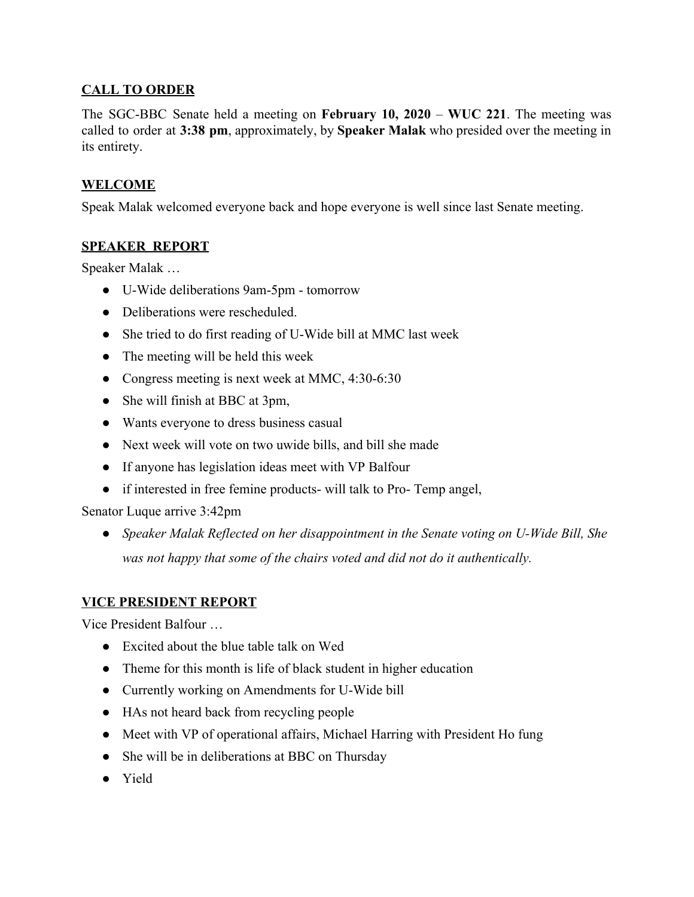## CALL TO ORDER

The SGC-BBC Senate held a meeting on **February 10, 2020** – **WUC 221**. The meeting was called to order at **3:38 pm**, approximately, by **Speaker Malak** who presided over the meeting in its entirety.

## WELCOME

Speak Malak welcomed everyone back and hope everyone is well since last Senate meeting.

## SPEAKER REPORT

Speaker Malak …

- U-Wide deliberations 9am-5pm - tomorrow
- Deliberations were rescheduled.
- She tried to do first reading of U-Wide bill at MMC last week
- The meeting will be held this week
- Congress meeting is next week at MMC, 4:30-6:30
- She will finish at BBC at 3pm,
- Wants everyone to dress business casual
- Next week will vote on two uwide bills, and bill she made
- If anyone has legislation ideas meet with VP Balfour
- if interested in free femine products- will talk to Pro- Temp angel,

Senator Luque arrive 3:42pm

- *Speaker Malak Reflected on her disappointment in the Senate voting on U-Wide Bill, She was not happy that some of the chairs voted and did not do it authentically.*

## VICE PRESIDENT REPORT

Vice President Balfour …

- Excited about the blue table talk on Wed
- Theme for this month is life of black student in higher education
- Currently working on Amendments for U-Wide bill
- HAs not heard back from recycling people
- Meet with VP of operational affairs, Michael Harring with President Ho fung
- She will be in deliberations at BBC on Thursday
- Yield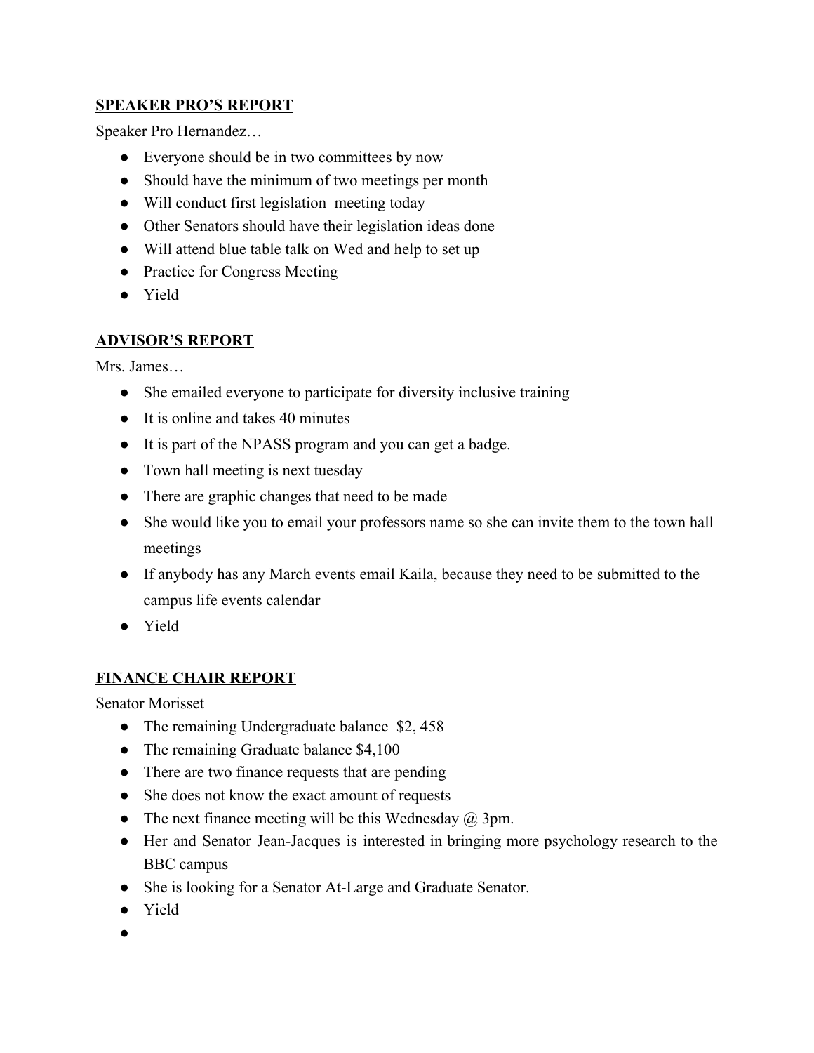**<u>SPEAKER PRO'S REPORT</u>**

Speaker Pro Hernandez…

- Everyone should be in two committees by now
- Should have the minimum of two meetings per month
- Will conduct first legislation  meeting today
- Other Senators should have their legislation ideas done
- Will attend blue table talk on Wed and help to set up
- Practice for Congress Meeting
- Yield

**<u>ADVISOR'S REPORT</u>**

Mrs. James…

- She emailed everyone to participate for diversity inclusive training
- It is online and takes 40 minutes
- It is part of the NPASS program and you can get a badge.
- Town hall meeting is next tuesday
- There are graphic changes that need to be made
- She would like you to email your professors name so she can invite them to the town hall meetings
- If anybody has any March events email Kaila, because they need to be submitted to the campus life events calendar
- Yield

**<u>FINANCE CHAIR REPORT</u>**

Senator Morisset

- The remaining Undergraduate balance  $2, 458
- The remaining Graduate balance $4,100
- There are two finance requests that are pending
- She does not know the exact amount of requests
- The next finance meeting will be this Wednesday @ 3pm.
- Her and Senator Jean-Jacques is interested in bringing more psychology research to the BBC campus
- She is looking for a Senator At-Large and Graduate Senator.
- Yield
-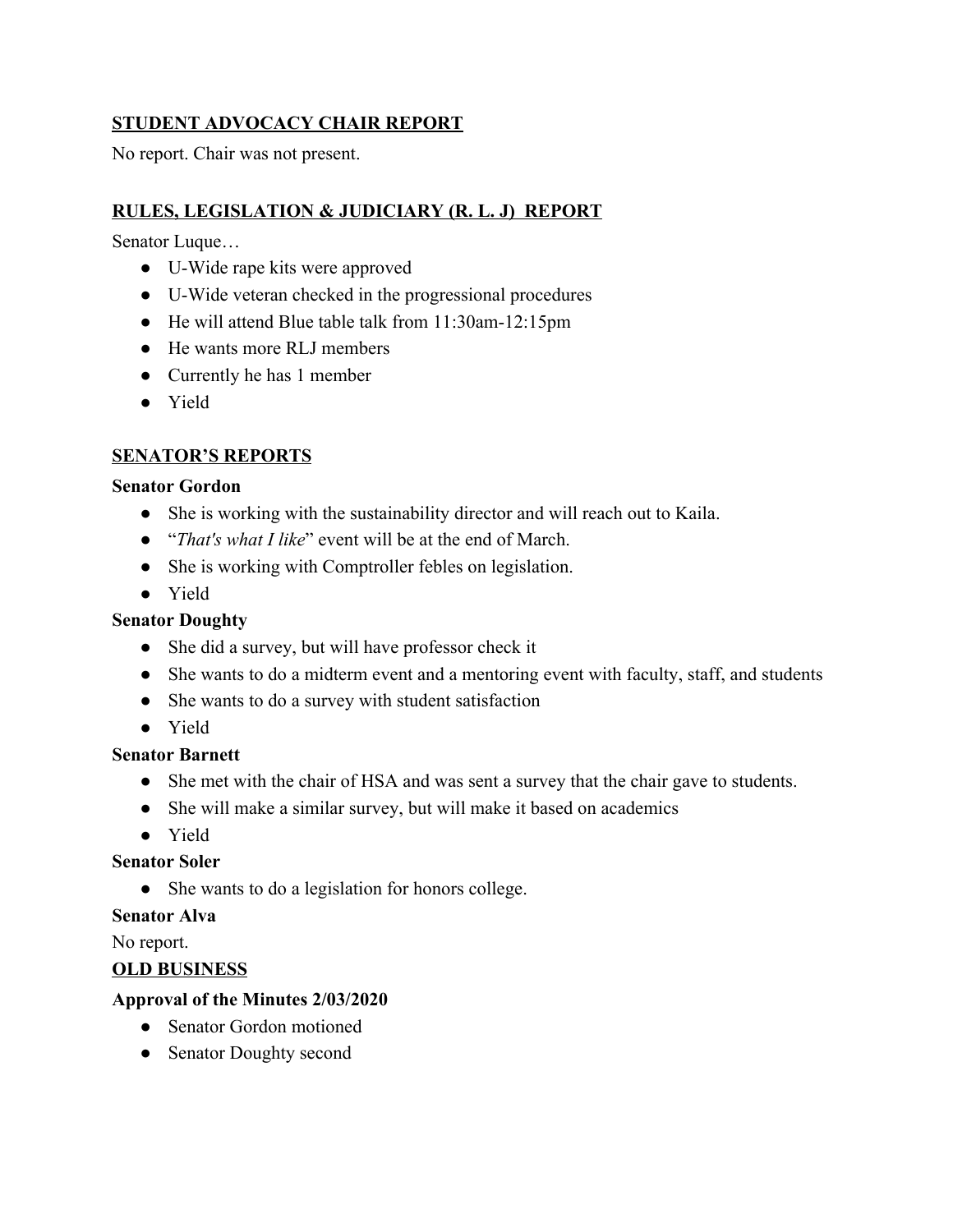## STUDENT ADVOCACY CHAIR REPORT

No report. Chair was not present.

## RULES, LEGISLATION & JUDICIARY (R. L. J) REPORT

Senator Luque…

- U-Wide rape kits were approved
- U-Wide veteran checked in the progressional procedures
- He will attend Blue table talk from 11:30am-12:15pm
- He wants more RLJ members
- Currently he has 1 member
- Yield

## SENATOR'S REPORTS

**Senator Gordon**

- She is working with the sustainability director and will reach out to Kaila.
- "*That's what I like*" event will be at the end of March.
- She is working with Comptroller febles on legislation.
- Yield

**Senator Doughty**

- She did a survey, but will have professor check it
- She wants to do a midterm event and a mentoring event with faculty, staff, and students
- She wants to do a survey with student satisfaction
- Yield

**Senator Barnett**

- She met with the chair of HSA and was sent a survey that the chair gave to students.
- She will make a similar survey, but will make it based on academics
- Yield

**Senator Soler**

- She wants to do a legislation for honors college.

**Senator Alva**

No report.

## OLD BUSINESS

**Approval of the Minutes 2/03/2020**

- Senator Gordon motioned
- Senator Doughty second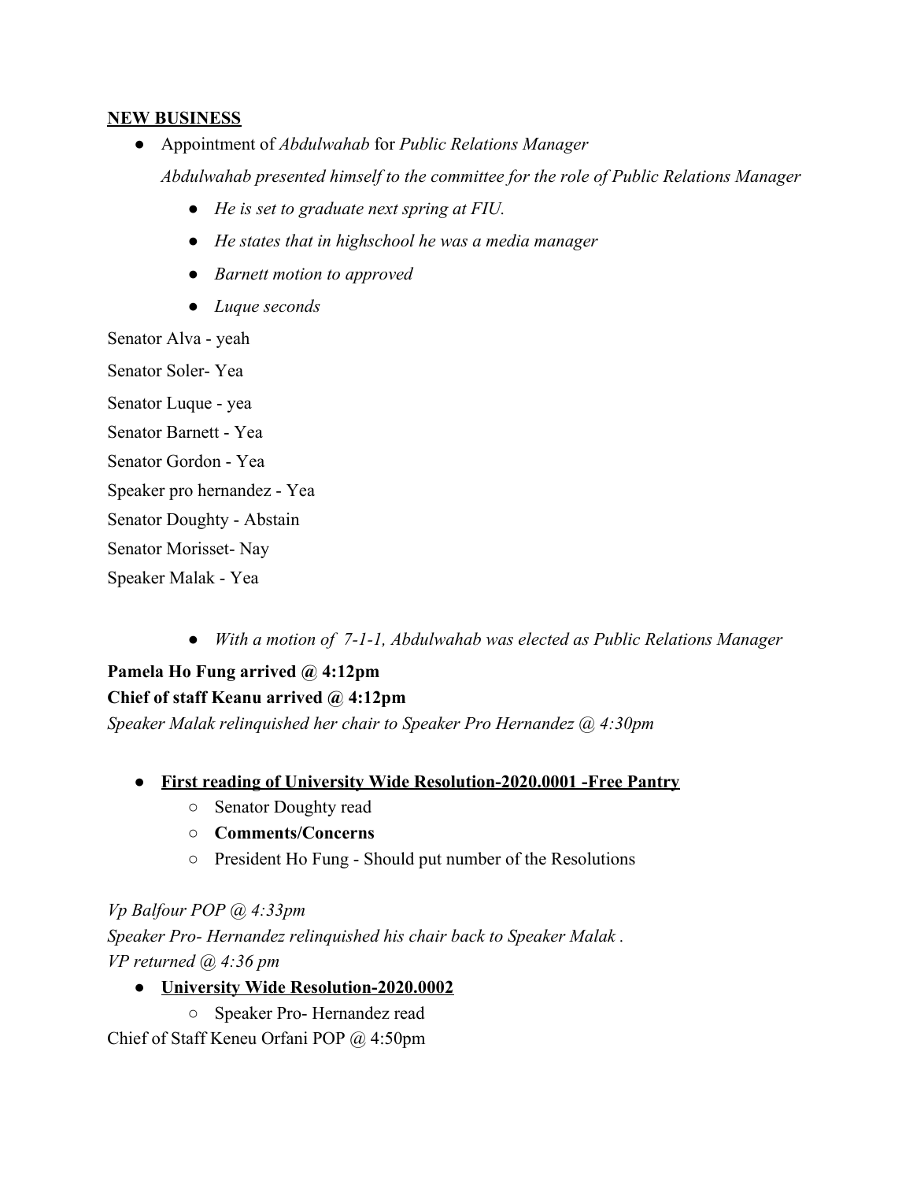**NEW BUSINESS**

- Appointment of *Abdulwahab* for *Public Relations Manager*

  *Abdulwahab presented himself to the committee for the role of Public Relations Manager*

    - *He is set to graduate next spring at FIU.*
    - *He states that in highschool he was a media manager*
    - *Barnett motion to approved*
    - *Luque seconds*

Senator Alva - yeah

Senator Soler- Yea

Senator Luque - yea

Senator Barnett - Yea

Senator Gordon - Yea

Speaker pro hernandez - Yea

Senator Doughty - Abstain

Senator Morisset- Nay

Speaker Malak - Yea

- *With a motion of 7-1-1, Abdulwahab was elected as Public Relations Manager*

**Pamela Ho Fung arrived @ 4:12pm**

**Chief of staff Keanu arrived @ 4:12pm**

*Speaker Malak relinquished her chair to Speaker Pro Hernandez @ 4:30pm*

- **First reading of University Wide Resolution-2020.0001 -Free Pantry**
    - Senator Doughty read
    - **Comments/Concerns**
    - President Ho Fung - Should put number of the Resolutions

*Vp Balfour POP @ 4:33pm*

*Speaker Pro- Hernandez relinquished his chair back to Speaker Malak .*

*VP returned @ 4:36 pm*

- **University Wide Resolution-2020.0002**
    - Speaker Pro- Hernandez read

Chief of Staff Keneu Orfani POP @ 4:50pm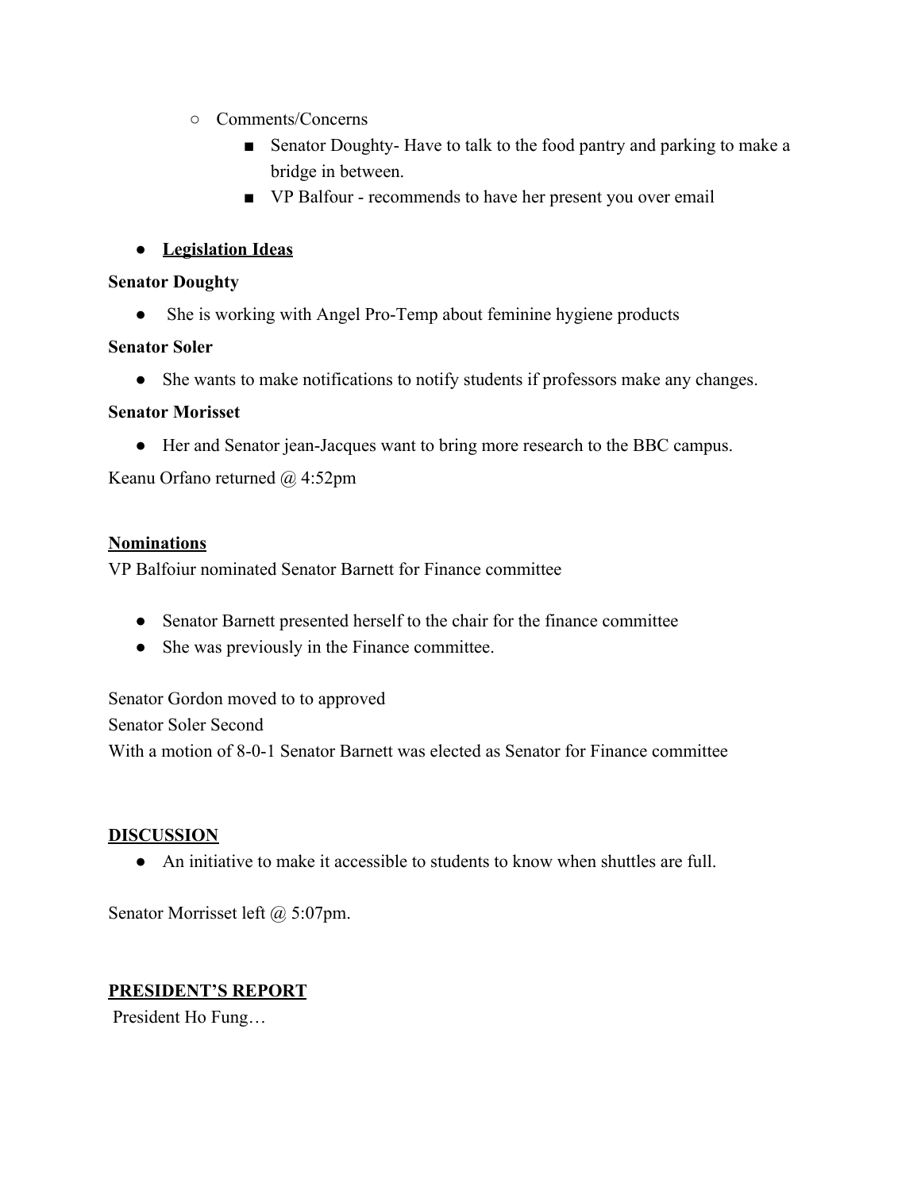- Comments/Concerns
  - Senator Doughty- Have to talk to the food pantry and parking to make a bridge in between.
  - VP Balfour - recommends to have her present you over email

- **<u>Legislation Ideas</u>**

**Senator Doughty**

- She is working with Angel Pro-Temp about feminine hygiene products

**Senator Soler**

- She wants to make notifications to notify students if professors make any changes.

**Senator Morisset**

- Her and Senator jean-Jacques want to bring more research to the BBC campus.

Keanu Orfano returned @ 4:52pm

**<u>Nominations</u>**

VP Balfoiur nominated Senator Barnett for Finance committee

- Senator Barnett presented herself to the chair for the finance committee
- She was previously in the Finance committee.

Senator Gordon moved to to approved

Senator Soler Second

With a motion of 8-0-1 Senator Barnett was elected as Senator for Finance committee

**<u>DISCUSSION</u>**

- An initiative to make it accessible to students to know when shuttles are full.

Senator Morrisset left @ 5:07pm.

**<u>PRESIDENT'S REPORT</u>**

President Ho Fung…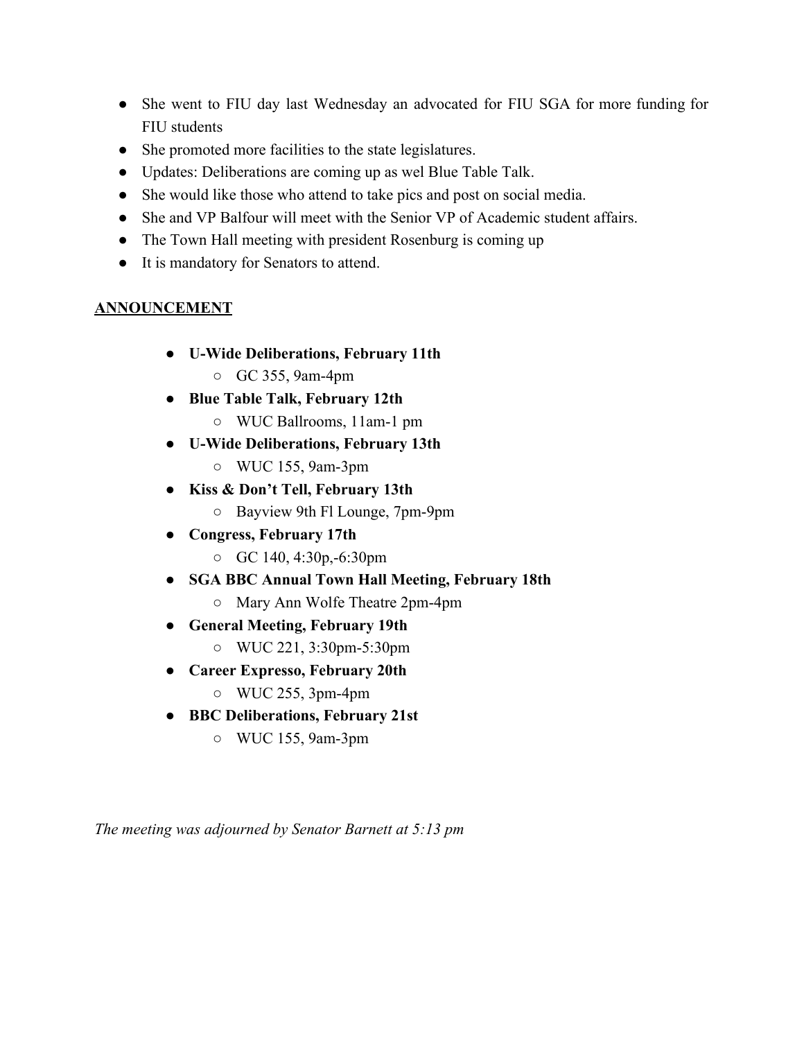- She went to FIU day last Wednesday an advocated for FIU SGA for more funding for FIU students
- She promoted more facilities to the state legislatures.
- Updates: Deliberations are coming up as wel Blue Table Talk.
- She would like those who attend to take pics and post on social media.
- She and VP Balfour will meet with the Senior VP of Academic student affairs.
- The Town Hall meeting with president Rosenburg is coming up
- It is mandatory for Senators to attend.

**ANNOUNCEMENT**

- **U-Wide Deliberations, February 11th**
  - GC 355, 9am-4pm
- **Blue Table Talk, February 12th**
  - WUC Ballrooms, 11am-1 pm
- **U-Wide Deliberations, February 13th**
  - WUC 155, 9am-3pm
- **Kiss & Don't Tell, February 13th**
  - Bayview 9th Fl Lounge, 7pm-9pm
- **Congress, February 17th**
  - GC 140, 4:30p,-6:30pm
- **SGA BBC Annual Town Hall Meeting, February 18th**
  - Mary Ann Wolfe Theatre 2pm-4pm
- **General Meeting, February 19th**
  - WUC 221, 3:30pm-5:30pm
- **Career Expresso, February 20th**
  - WUC 255, 3pm-4pm
- **BBC Deliberations, February 21st**
  - WUC 155, 9am-3pm

*The meeting was adjourned by Senator Barnett at 5:13 pm*